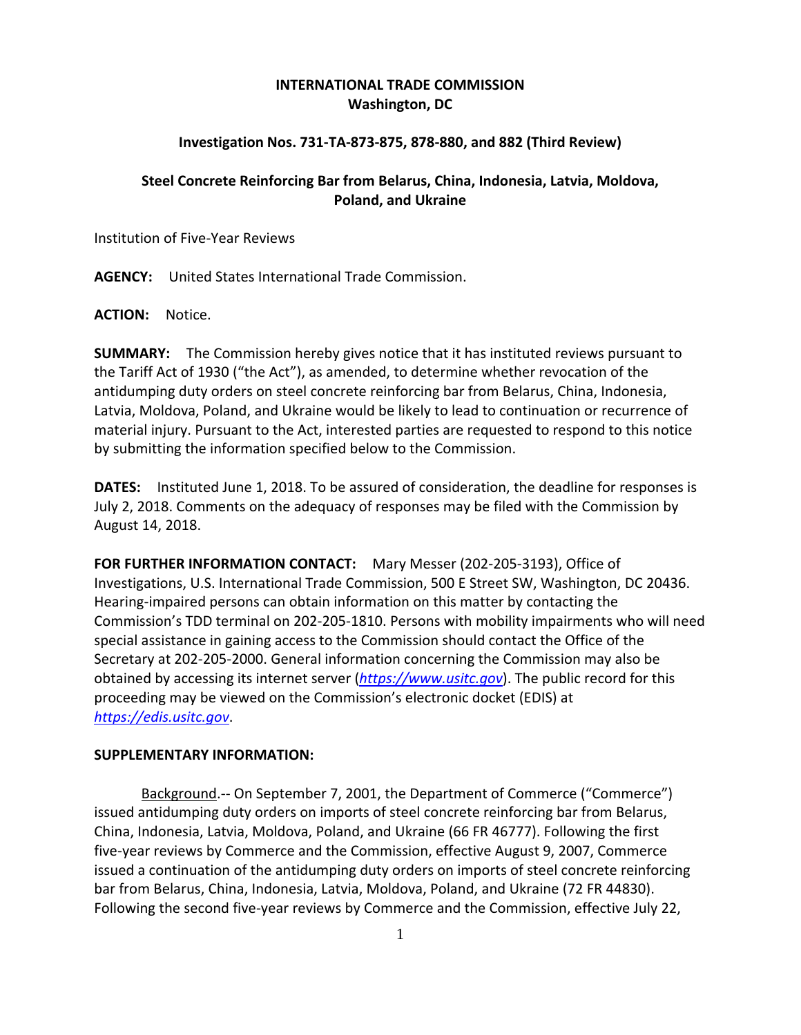**INTERNATIONAL TRADE COMMISSION**
**Washington, DC**

**Investigation Nos. 731-TA-873-875, 878-880, and 882 (Third Review)**

**Steel Concrete Reinforcing Bar from Belarus, China, Indonesia, Latvia, Moldova, Poland, and Ukraine**

Institution of Five-Year Reviews

**AGENCY:** United States International Trade Commission.

**ACTION:** Notice.

**SUMMARY:** The Commission hereby gives notice that it has instituted reviews pursuant to the Tariff Act of 1930 ("the Act"), as amended, to determine whether revocation of the antidumping duty orders on steel concrete reinforcing bar from Belarus, China, Indonesia, Latvia, Moldova, Poland, and Ukraine would be likely to lead to continuation or recurrence of material injury. Pursuant to the Act, interested parties are requested to respond to this notice by submitting the information specified below to the Commission.

**DATES:** Instituted June 1, 2018. To be assured of consideration, the deadline for responses is July 2, 2018. Comments on the adequacy of responses may be filed with the Commission by August 14, 2018.

**FOR FURTHER INFORMATION CONTACT:** Mary Messer (202-205-3193), Office of Investigations, U.S. International Trade Commission, 500 E Street SW, Washington, DC 20436. Hearing-impaired persons can obtain information on this matter by contacting the Commission's TDD terminal on 202-205-1810. Persons with mobility impairments who will need special assistance in gaining access to the Commission should contact the Office of the Secretary at 202-205-2000. General information concerning the Commission may also be obtained by accessing its internet server (*https://www.usitc.gov*). The public record for this proceeding may be viewed on the Commission's electronic docket (EDIS) at *https://edis.usitc.gov*.

**SUPPLEMENTARY INFORMATION:**

Background.-- On September 7, 2001, the Department of Commerce ("Commerce") issued antidumping duty orders on imports of steel concrete reinforcing bar from Belarus, China, Indonesia, Latvia, Moldova, Poland, and Ukraine (66 FR 46777). Following the first five-year reviews by Commerce and the Commission, effective August 9, 2007, Commerce issued a continuation of the antidumping duty orders on imports of steel concrete reinforcing bar from Belarus, China, Indonesia, Latvia, Moldova, Poland, and Ukraine (72 FR 44830). Following the second five-year reviews by Commerce and the Commission, effective July 22,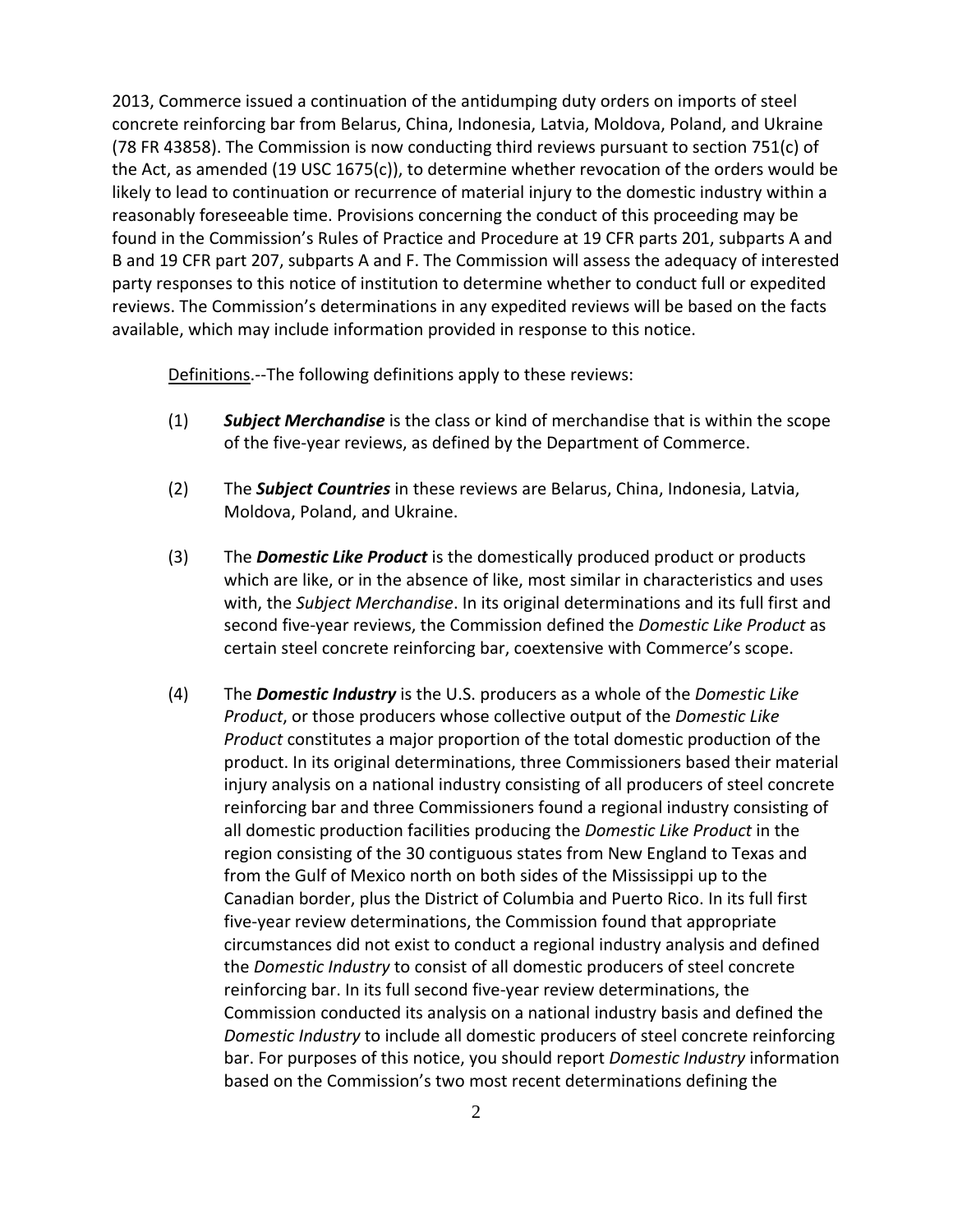2013, Commerce issued a continuation of the antidumping duty orders on imports of steel concrete reinforcing bar from Belarus, China, Indonesia, Latvia, Moldova, Poland, and Ukraine (78 FR 43858). The Commission is now conducting third reviews pursuant to section 751(c) of the Act, as amended (19 USC 1675(c)), to determine whether revocation of the orders would be likely to lead to continuation or recurrence of material injury to the domestic industry within a reasonably foreseeable time. Provisions concerning the conduct of this proceeding may be found in the Commission's Rules of Practice and Procedure at 19 CFR parts 201, subparts A and B and 19 CFR part 207, subparts A and F. The Commission will assess the adequacy of interested party responses to this notice of institution to determine whether to conduct full or expedited reviews. The Commission's determinations in any expedited reviews will be based on the facts available, which may include information provided in response to this notice.

Definitions.--The following definitions apply to these reviews:

(1) ***Subject Merchandise*** is the class or kind of merchandise that is within the scope of the five-year reviews, as defined by the Department of Commerce.

(2) The ***Subject Countries*** in these reviews are Belarus, China, Indonesia, Latvia, Moldova, Poland, and Ukraine.

(3) The ***Domestic Like Product*** is the domestically produced product or products which are like, or in the absence of like, most similar in characteristics and uses with, the *Subject Merchandise*. In its original determinations and its full first and second five-year reviews, the Commission defined the *Domestic Like Product* as certain steel concrete reinforcing bar, coextensive with Commerce's scope.

(4) The ***Domestic Industry*** is the U.S. producers as a whole of the *Domestic Like Product*, or those producers whose collective output of the *Domestic Like Product* constitutes a major proportion of the total domestic production of the product. In its original determinations, three Commissioners based their material injury analysis on a national industry consisting of all producers of steel concrete reinforcing bar and three Commissioners found a regional industry consisting of all domestic production facilities producing the *Domestic Like Product* in the region consisting of the 30 contiguous states from New England to Texas and from the Gulf of Mexico north on both sides of the Mississippi up to the Canadian border, plus the District of Columbia and Puerto Rico. In its full first five-year review determinations, the Commission found that appropriate circumstances did not exist to conduct a regional industry analysis and defined the *Domestic Industry* to consist of all domestic producers of steel concrete reinforcing bar. In its full second five-year review determinations, the Commission conducted its analysis on a national industry basis and defined the *Domestic Industry* to include all domestic producers of steel concrete reinforcing bar. For purposes of this notice, you should report *Domestic Industry* information based on the Commission's two most recent determinations defining the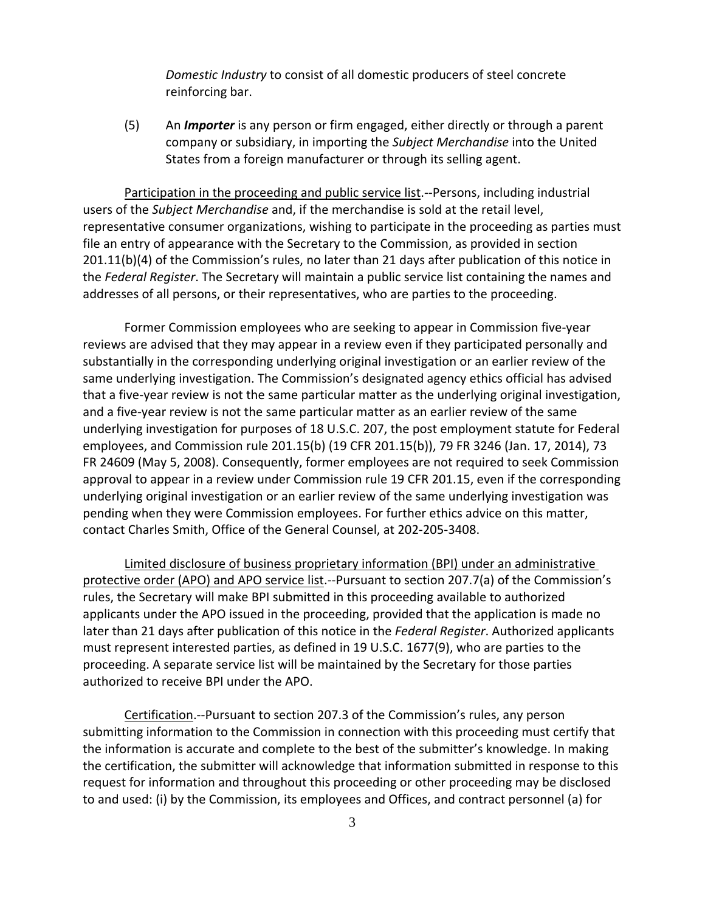*Domestic Industry* to consist of all domestic producers of steel concrete reinforcing bar.

(5) An ***Importer*** is any person or firm engaged, either directly or through a parent company or subsidiary, in importing the *Subject Merchandise* into the United States from a foreign manufacturer or through its selling agent.

Participation in the proceeding and public service list.--Persons, including industrial users of the *Subject Merchandise* and, if the merchandise is sold at the retail level, representative consumer organizations, wishing to participate in the proceeding as parties must file an entry of appearance with the Secretary to the Commission, as provided in section 201.11(b)(4) of the Commission's rules, no later than 21 days after publication of this notice in the *Federal Register*. The Secretary will maintain a public service list containing the names and addresses of all persons, or their representatives, who are parties to the proceeding.

Former Commission employees who are seeking to appear in Commission five-year reviews are advised that they may appear in a review even if they participated personally and substantially in the corresponding underlying original investigation or an earlier review of the same underlying investigation. The Commission's designated agency ethics official has advised that a five-year review is not the same particular matter as the underlying original investigation, and a five-year review is not the same particular matter as an earlier review of the same underlying investigation for purposes of 18 U.S.C. 207, the post employment statute for Federal employees, and Commission rule 201.15(b) (19 CFR 201.15(b)), 79 FR 3246 (Jan. 17, 2014), 73 FR 24609 (May 5, 2008). Consequently, former employees are not required to seek Commission approval to appear in a review under Commission rule 19 CFR 201.15, even if the corresponding underlying original investigation or an earlier review of the same underlying investigation was pending when they were Commission employees. For further ethics advice on this matter, contact Charles Smith, Office of the General Counsel, at 202-205-3408.

Limited disclosure of business proprietary information (BPI) under an administrative protective order (APO) and APO service list.--Pursuant to section 207.7(a) of the Commission's rules, the Secretary will make BPI submitted in this proceeding available to authorized applicants under the APO issued in the proceeding, provided that the application is made no later than 21 days after publication of this notice in the *Federal Register*. Authorized applicants must represent interested parties, as defined in 19 U.S.C. 1677(9), who are parties to the proceeding. A separate service list will be maintained by the Secretary for those parties authorized to receive BPI under the APO.

Certification.--Pursuant to section 207.3 of the Commission's rules, any person submitting information to the Commission in connection with this proceeding must certify that the information is accurate and complete to the best of the submitter's knowledge. In making the certification, the submitter will acknowledge that information submitted in response to this request for information and throughout this proceeding or other proceeding may be disclosed to and used: (i) by the Commission, its employees and Offices, and contract personnel (a) for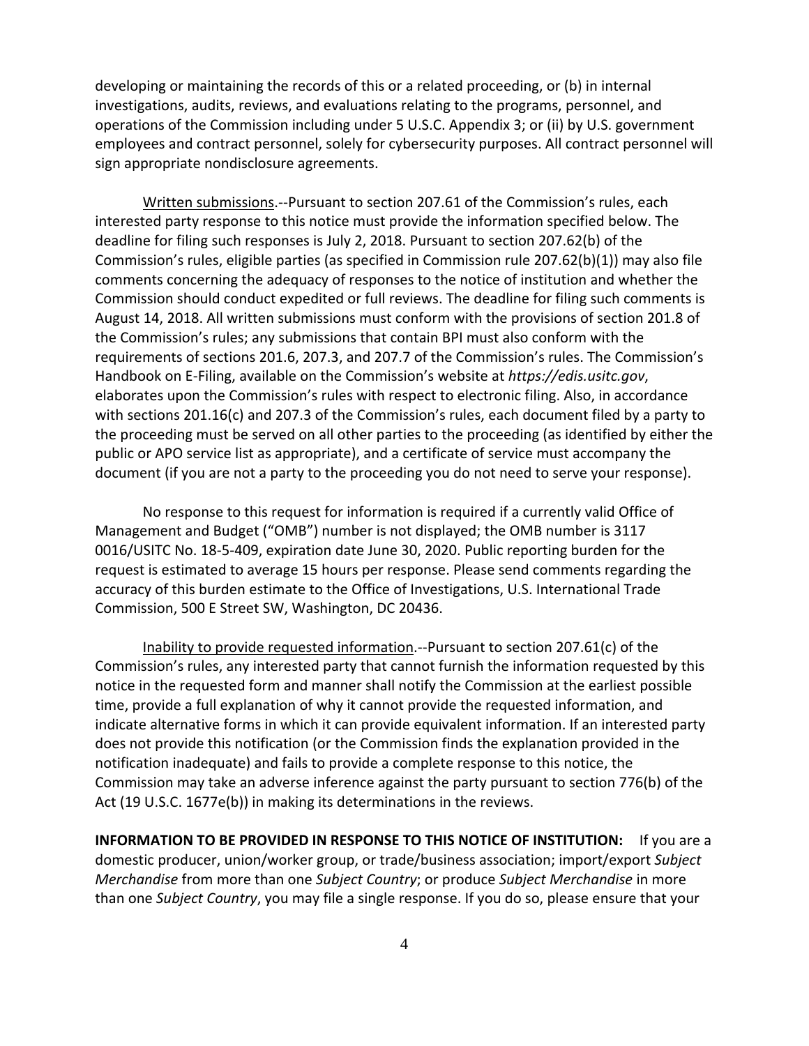developing or maintaining the records of this or a related proceeding, or (b) in internal investigations, audits, reviews, and evaluations relating to the programs, personnel, and operations of the Commission including under 5 U.S.C. Appendix 3; or (ii) by U.S. government employees and contract personnel, solely for cybersecurity purposes. All contract personnel will sign appropriate nondisclosure agreements.

Written submissions.--Pursuant to section 207.61 of the Commission's rules, each interested party response to this notice must provide the information specified below. The deadline for filing such responses is July 2, 2018. Pursuant to section 207.62(b) of the Commission's rules, eligible parties (as specified in Commission rule 207.62(b)(1)) may also file comments concerning the adequacy of responses to the notice of institution and whether the Commission should conduct expedited or full reviews. The deadline for filing such comments is August 14, 2018. All written submissions must conform with the provisions of section 201.8 of the Commission's rules; any submissions that contain BPI must also conform with the requirements of sections 201.6, 207.3, and 207.7 of the Commission's rules. The Commission's Handbook on E-Filing, available on the Commission's website at *https://edis.usitc.gov*, elaborates upon the Commission's rules with respect to electronic filing. Also, in accordance with sections 201.16(c) and 207.3 of the Commission's rules, each document filed by a party to the proceeding must be served on all other parties to the proceeding (as identified by either the public or APO service list as appropriate), and a certificate of service must accompany the document (if you are not a party to the proceeding you do not need to serve your response).

No response to this request for information is required if a currently valid Office of Management and Budget ("OMB") number is not displayed; the OMB number is 3117 0016/USITC No. 18-5-409, expiration date June 30, 2020. Public reporting burden for the request is estimated to average 15 hours per response. Please send comments regarding the accuracy of this burden estimate to the Office of Investigations, U.S. International Trade Commission, 500 E Street SW, Washington, DC 20436.

Inability to provide requested information.--Pursuant to section 207.61(c) of the Commission's rules, any interested party that cannot furnish the information requested by this notice in the requested form and manner shall notify the Commission at the earliest possible time, provide a full explanation of why it cannot provide the requested information, and indicate alternative forms in which it can provide equivalent information. If an interested party does not provide this notification (or the Commission finds the explanation provided in the notification inadequate) and fails to provide a complete response to this notice, the Commission may take an adverse inference against the party pursuant to section 776(b) of the Act (19 U.S.C. 1677e(b)) in making its determinations in the reviews.

**INFORMATION TO BE PROVIDED IN RESPONSE TO THIS NOTICE OF INSTITUTION:** If you are a domestic producer, union/worker group, or trade/business association; import/export *Subject Merchandise* from more than one *Subject Country*; or produce *Subject Merchandise* in more than one *Subject Country*, you may file a single response. If you do so, please ensure that your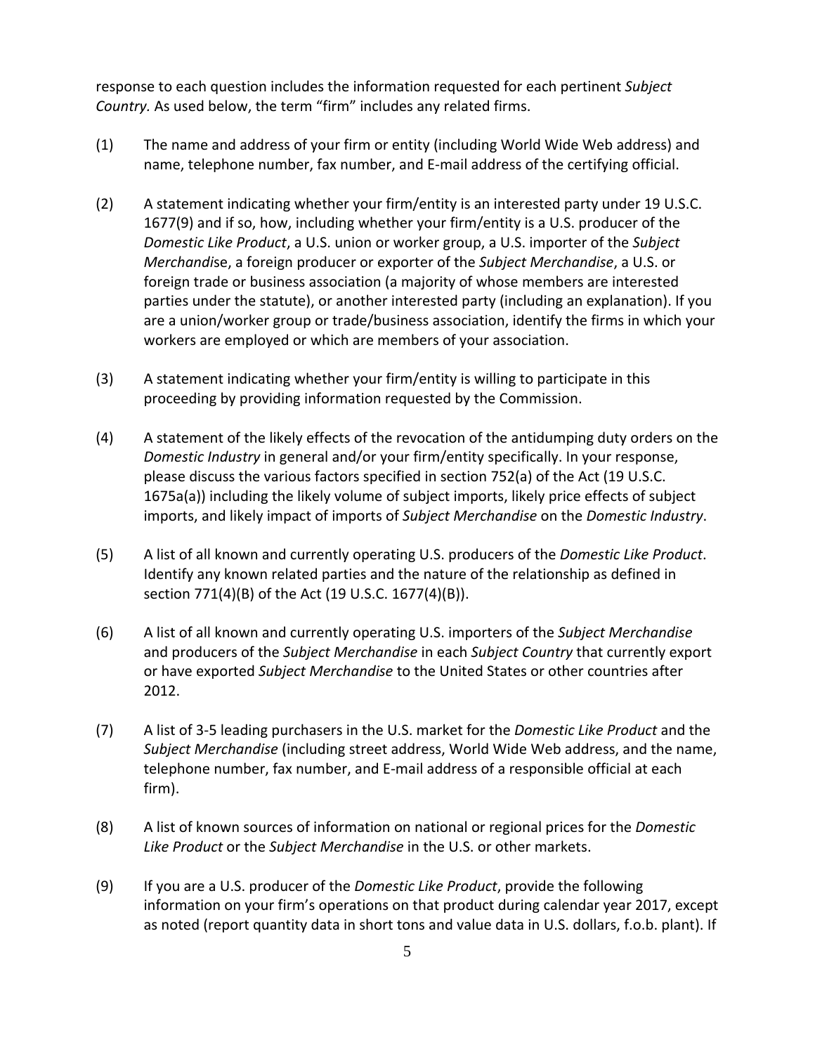response to each question includes the information requested for each pertinent *Subject Country.* As used below, the term "firm" includes any related firms.

(1) The name and address of your firm or entity (including World Wide Web address) and name, telephone number, fax number, and E-mail address of the certifying official.

(2) A statement indicating whether your firm/entity is an interested party under 19 U.S.C. 1677(9) and if so, how, including whether your firm/entity is a U.S. producer of the *Domestic Like Product*, a U.S. union or worker group, a U.S. importer of the *Subject Merchandise*, a foreign producer or exporter of the *Subject Merchandise*, a U.S. or foreign trade or business association (a majority of whose members are interested parties under the statute), or another interested party (including an explanation). If you are a union/worker group or trade/business association, identify the firms in which your workers are employed or which are members of your association.

(3) A statement indicating whether your firm/entity is willing to participate in this proceeding by providing information requested by the Commission.

(4) A statement of the likely effects of the revocation of the antidumping duty orders on the *Domestic Industry* in general and/or your firm/entity specifically. In your response, please discuss the various factors specified in section 752(a) of the Act (19 U.S.C. 1675a(a)) including the likely volume of subject imports, likely price effects of subject imports, and likely impact of imports of *Subject Merchandise* on the *Domestic Industry*.

(5) A list of all known and currently operating U.S. producers of the *Domestic Like Product*. Identify any known related parties and the nature of the relationship as defined in section 771(4)(B) of the Act (19 U.S.C. 1677(4)(B)).

(6) A list of all known and currently operating U.S. importers of the *Subject Merchandise* and producers of the *Subject Merchandise* in each *Subject Country* that currently export or have exported *Subject Merchandise* to the United States or other countries after 2012.

(7) A list of 3-5 leading purchasers in the U.S. market for the *Domestic Like Product* and the *Subject Merchandise* (including street address, World Wide Web address, and the name, telephone number, fax number, and E-mail address of a responsible official at each firm).

(8) A list of known sources of information on national or regional prices for the *Domestic Like Product* or the *Subject Merchandise* in the U.S. or other markets.

(9) If you are a U.S. producer of the *Domestic Like Product*, provide the following information on your firm's operations on that product during calendar year 2017, except as noted (report quantity data in short tons and value data in U.S. dollars, f.o.b. plant). If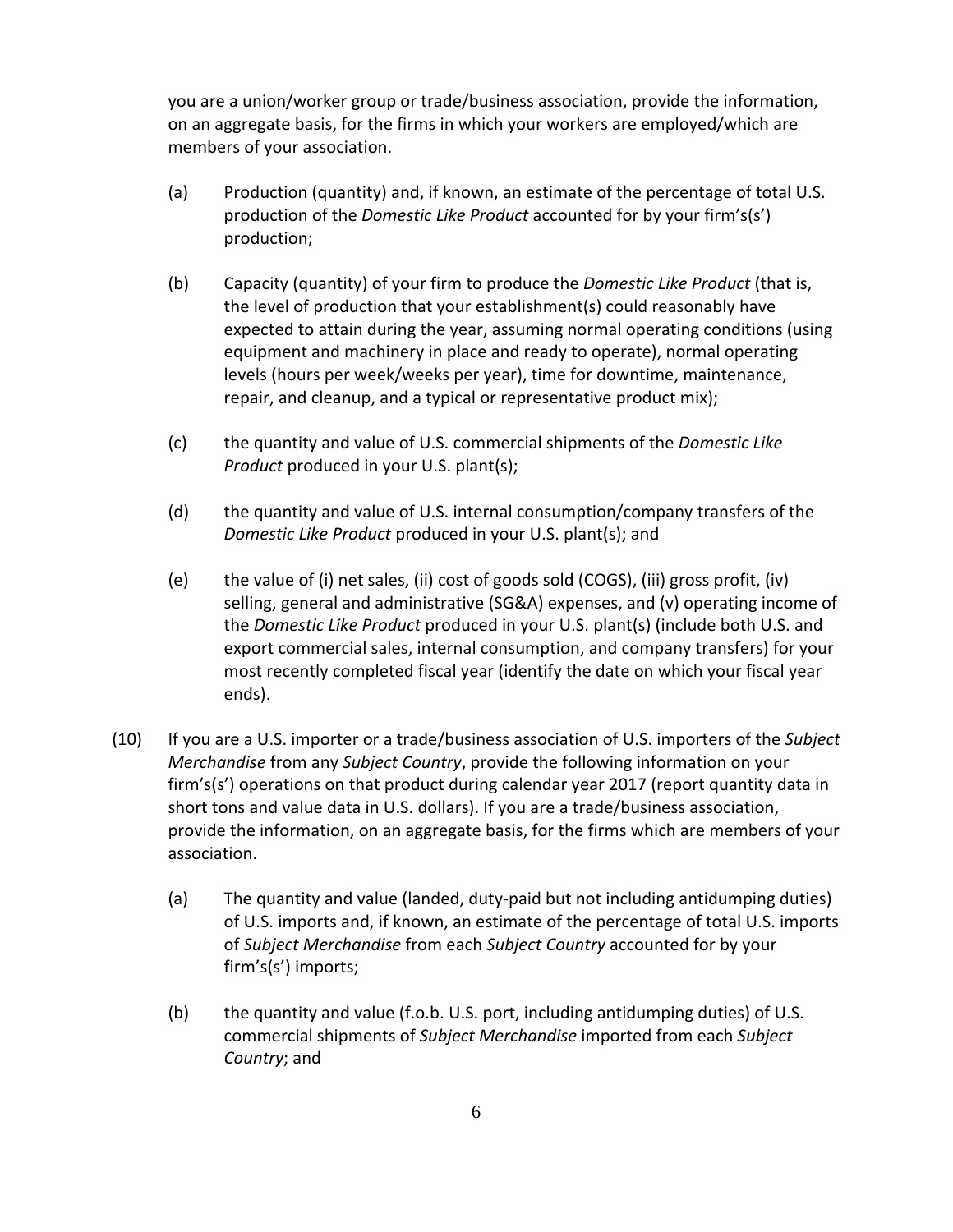you are a union/worker group or trade/business association, provide the information, on an aggregate basis, for the firms in which your workers are employed/which are members of your association.

(a) Production (quantity) and, if known, an estimate of the percentage of total U.S. production of the *Domestic Like Product* accounted for by your firm's(s') production;

(b) Capacity (quantity) of your firm to produce the *Domestic Like Product* (that is, the level of production that your establishment(s) could reasonably have expected to attain during the year, assuming normal operating conditions (using equipment and machinery in place and ready to operate), normal operating levels (hours per week/weeks per year), time for downtime, maintenance, repair, and cleanup, and a typical or representative product mix);

(c) the quantity and value of U.S. commercial shipments of the *Domestic Like Product* produced in your U.S. plant(s);

(d) the quantity and value of U.S. internal consumption/company transfers of the *Domestic Like Product* produced in your U.S. plant(s); and

(e) the value of (i) net sales, (ii) cost of goods sold (COGS), (iii) gross profit, (iv) selling, general and administrative (SG&A) expenses, and (v) operating income of the *Domestic Like Product* produced in your U.S. plant(s) (include both U.S. and export commercial sales, internal consumption, and company transfers) for your most recently completed fiscal year (identify the date on which your fiscal year ends).

(10) If you are a U.S. importer or a trade/business association of U.S. importers of the *Subject Merchandise* from any *Subject Country*, provide the following information on your firm's(s') operations on that product during calendar year 2017 (report quantity data in short tons and value data in U.S. dollars). If you are a trade/business association, provide the information, on an aggregate basis, for the firms which are members of your association.

(a) The quantity and value (landed, duty-paid but not including antidumping duties) of U.S. imports and, if known, an estimate of the percentage of total U.S. imports of *Subject Merchandise* from each *Subject Country* accounted for by your firm's(s') imports;

(b) the quantity and value (f.o.b. U.S. port, including antidumping duties) of U.S. commercial shipments of *Subject Merchandise* imported from each *Subject Country*; and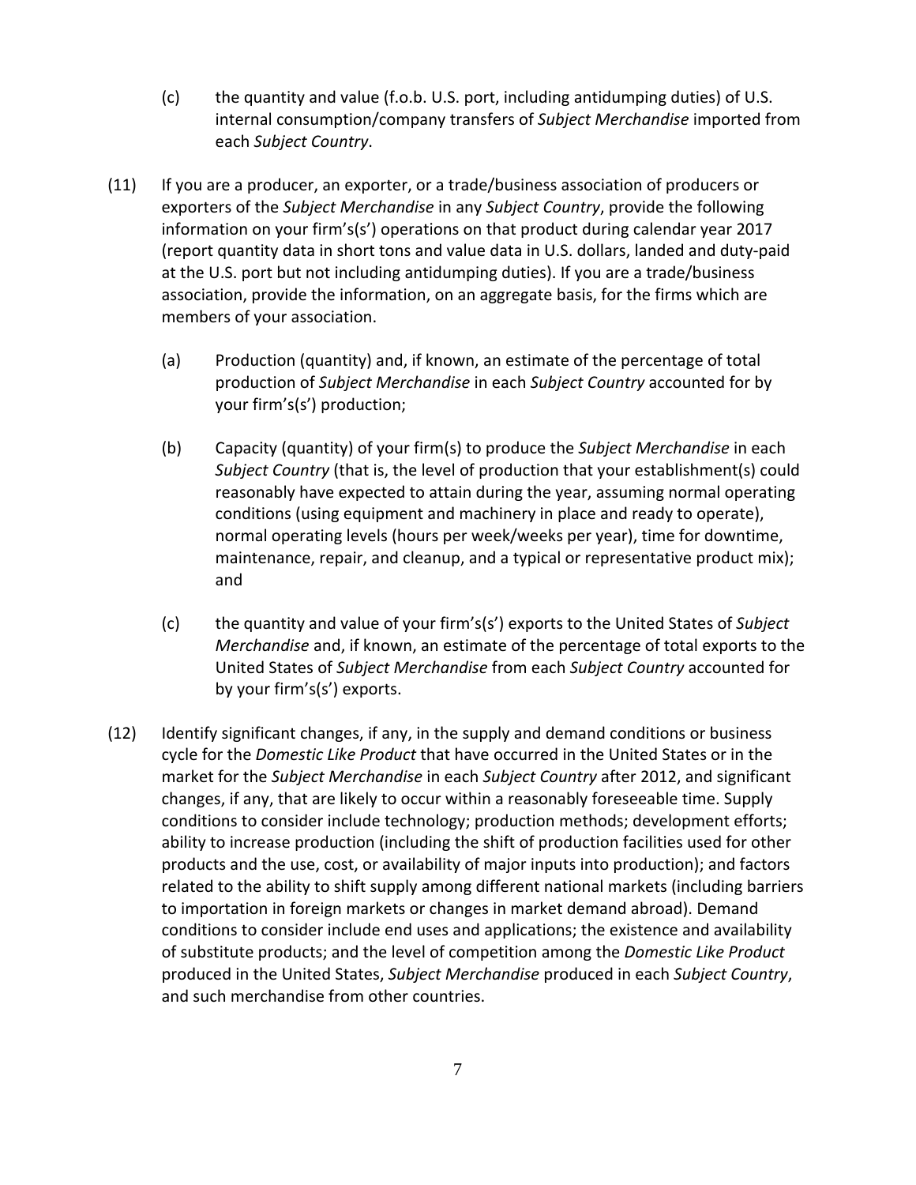(c) the quantity and value (f.o.b. U.S. port, including antidumping duties) of U.S. internal consumption/company transfers of *Subject Merchandise* imported from each *Subject Country*.

(11) If you are a producer, an exporter, or a trade/business association of producers or exporters of the *Subject Merchandise* in any *Subject Country*, provide the following information on your firm's(s') operations on that product during calendar year 2017 (report quantity data in short tons and value data in U.S. dollars, landed and duty-paid at the U.S. port but not including antidumping duties). If you are a trade/business association, provide the information, on an aggregate basis, for the firms which are members of your association.

(a) Production (quantity) and, if known, an estimate of the percentage of total production of *Subject Merchandise* in each *Subject Country* accounted for by your firm's(s') production;

(b) Capacity (quantity) of your firm(s) to produce the *Subject Merchandise* in each *Subject Country* (that is, the level of production that your establishment(s) could reasonably have expected to attain during the year, assuming normal operating conditions (using equipment and machinery in place and ready to operate), normal operating levels (hours per week/weeks per year), time for downtime, maintenance, repair, and cleanup, and a typical or representative product mix); and

(c) the quantity and value of your firm's(s') exports to the United States of *Subject Merchandise* and, if known, an estimate of the percentage of total exports to the United States of *Subject Merchandise* from each *Subject Country* accounted for by your firm's(s') exports.

(12) Identify significant changes, if any, in the supply and demand conditions or business cycle for the *Domestic Like Product* that have occurred in the United States or in the market for the *Subject Merchandise* in each *Subject Country* after 2012, and significant changes, if any, that are likely to occur within a reasonably foreseeable time. Supply conditions to consider include technology; production methods; development efforts; ability to increase production (including the shift of production facilities used for other products and the use, cost, or availability of major inputs into production); and factors related to the ability to shift supply among different national markets (including barriers to importation in foreign markets or changes in market demand abroad). Demand conditions to consider include end uses and applications; the existence and availability of substitute products; and the level of competition among the *Domestic Like Product* produced in the United States, *Subject Merchandise* produced in each *Subject Country*, and such merchandise from other countries.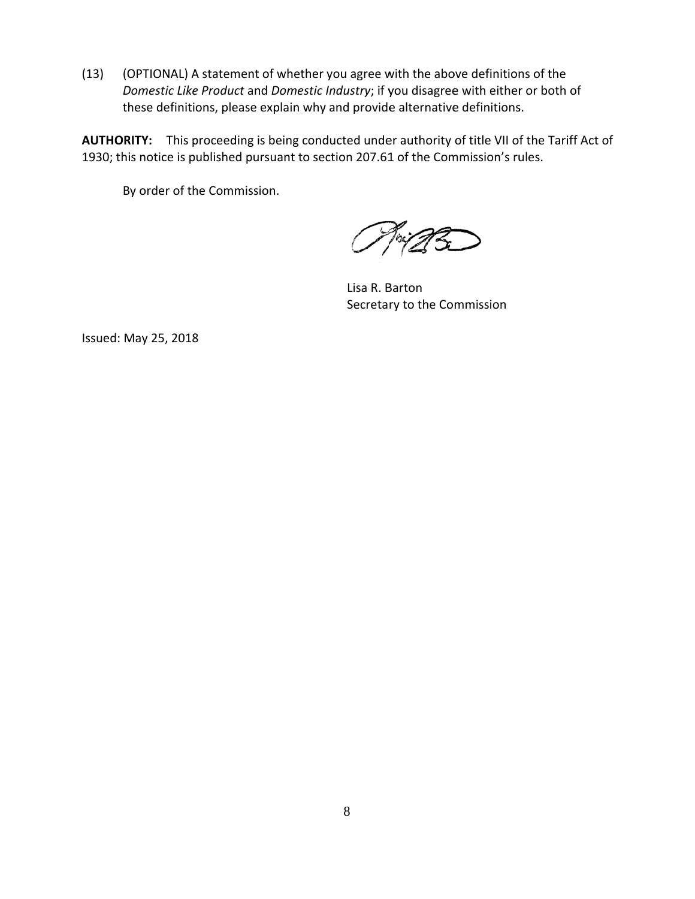(13) (OPTIONAL) A statement of whether you agree with the above definitions of the *Domestic Like Product* and *Domestic Industry*; if you disagree with either or both of these definitions, please explain why and provide alternative definitions.

**AUTHORITY:** This proceeding is being conducted under authority of title VII of the Tariff Act of 1930; this notice is published pursuant to section 207.61 of the Commission's rules.

By order of the Commission.

Lisa R. Barton
Secretary to the Commission

Issued: May 25, 2018